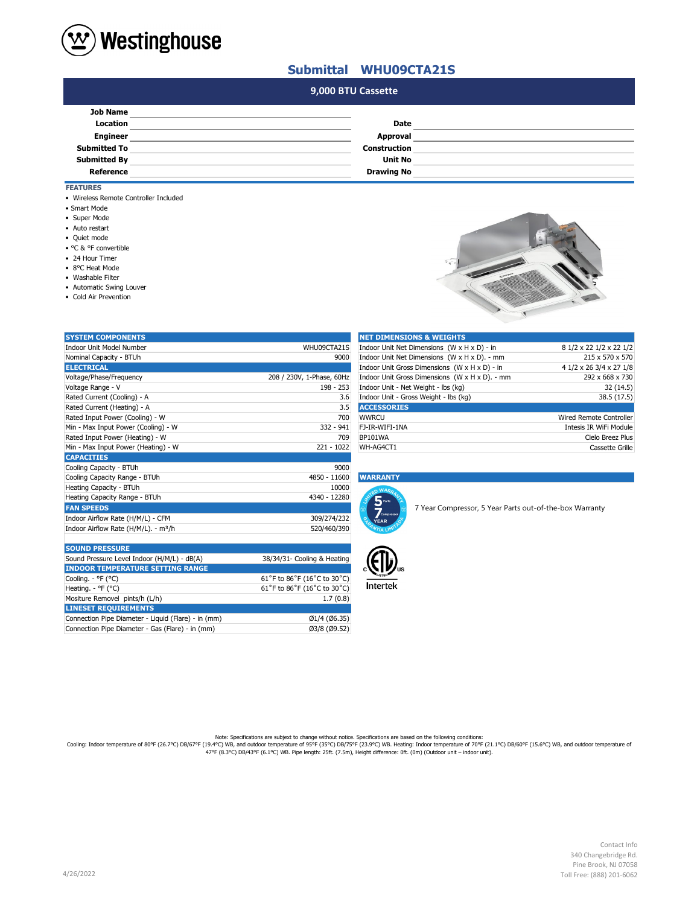# Westinghouse

## Submittal WHU09CTA21S

### 9,000 BTU Cassette

| | | | |
|---|---|---|---|
| **Job Name** | | | |
| **Location** | | **Date** | |
| **Engineer** | | **Approval** | |
| **Submitted To** | | **Construction** | |
| **Submitted By** | | **Unit No** | |
| **Reference** | | **Drawing No** | |

### FEATURES

- Wireless Remote Controller Included
- Smart Mode
- Super Mode
- Auto restart
- Quiet mode
- °C & °F convertible
- 24 Hour Timer
- 8°C Heat Mode
- Washable Filter
- Automatic Swing Louver
- Cold Air Prevention

| **SYSTEM COMPONENTS** | |
|---|---|
| Indoor Unit Model Number | WHU09CTA21S |
| Nominal Capacity - BTUh | 9000 |
| **ELECTRICAL** | |
| Voltage/Phase/Frequency | 208 / 230V, 1-Phase, 60Hz |
| Voltage Range - V | 198 - 253 |
| Rated Current (Cooling) - A | 3.6 |
| Rated Current (Heating) - A | 3.5 |
| Rated Input Power (Cooling) - W | 700 |
| Min - Max Input Power (Cooling) - W | 332 - 941 |
| Rated Input Power (Heating) - W | 709 |
| Min - Max Input Power (Heating) - W | 221 - 1022 |
| **CAPACITIES** | |
| Cooling Capacity - BTUh | 9000 |
| Cooling Capacity Range - BTUh | 4850 - 11600 |
| Heating Capacity - BTUh | 10000 |
| Heating Capacity Range - BTUh | 4340 - 12280 |
| **FAN SPEEDS** | |
| Indoor Airflow Rate (H/M/L) - CFM | 309/274/232 |
| Indoor Airflow Rate (H/M/L). - m³/h | 520/460/390 |

| **SOUND PRESSURE** | |
|---|---|
| Sound Pressure Level Indoor (H/M/L) - dB(A) | 38/34/31- Cooling & Heating |
| **INDOOR TEMPERATURE SETTING RANGE** | |
| Cooling. - °F (°C) | 61˚F to 86˚F (16˚C to 30˚C) |
| Heating. - °F (°C) | 61˚F to 86˚F (16˚C to 30˚C) |
| Mositure Removel pints/h (L/h) | 1.7 (0.8) |
| **LINESET REQUIREMENTS** | |
| Connection Pipe Diameter - Liquid (Flare) - in (mm) | Ø1/4 (Ø6.35) |
| Connection Pipe Diameter - Gas (Flare) - in (mm) | Ø3/8 (Ø9.52) |

| **NET DIMENSIONS & WEIGHTS** | |
|---|---|
| Indoor Unit Net Dimensions (W x H x D) - in | 8 1/2 x 22 1/2 x 22 1/2 |
| Indoor Unit Net Dimensions (W x H x D). - mm | 215 x 570 x 570 |
| Indoor Unit Gross Dimensions (W x H x D) - in | 4 1/2 x 26 3/4 x 27 1/8 |
| Indoor Unit Gross Dimensions (W x H x D). - mm | 292 x 668 x 730 |
| Indoor Unit - Net Weight - lbs (kg) | 32 (14.5) |
| Indoor Unit - Gross Weight - lbs (kg) | 38.5 (17.5) |
| **ACCESSORIES** | |
| WWRCU | Wired Remote Controller |
| FJ-IR-WIFI-1NA | Intesis IR WiFi Module |
| BP101WA | Cielo Breez Plus |
| WH-AG4CT1 | Cassette Grille |

### WARRANTY

7 Year Compressor, 5 Year Parts out-of-the-box Warranty

Intertek

Note: Specifications are subject to change without notice. Specifications are based on the following conditions:
Cooling: Indoor temperature of 80°F (26.7°C) DB/67°F (19.4°C) WB, and outdoor temperature of 95°F (35°C) DB/75°F (23.9°C) WB. Heating: Indoor temperature of 70°F (21.1°C) DB/60°F (15.6°C) WB, and outdoor temperature of 47°F (8.3°C) DB/43°F (6.1°C) WB. Pipe length: 25ft. (7.5m), Height difference: 0ft. (0m) (Outdoor unit – indoor unit).

4/26/2022

Contact Info
340 Changebridge Rd.
Pine Brook, NJ 07058
Toll Free: (888) 201-6062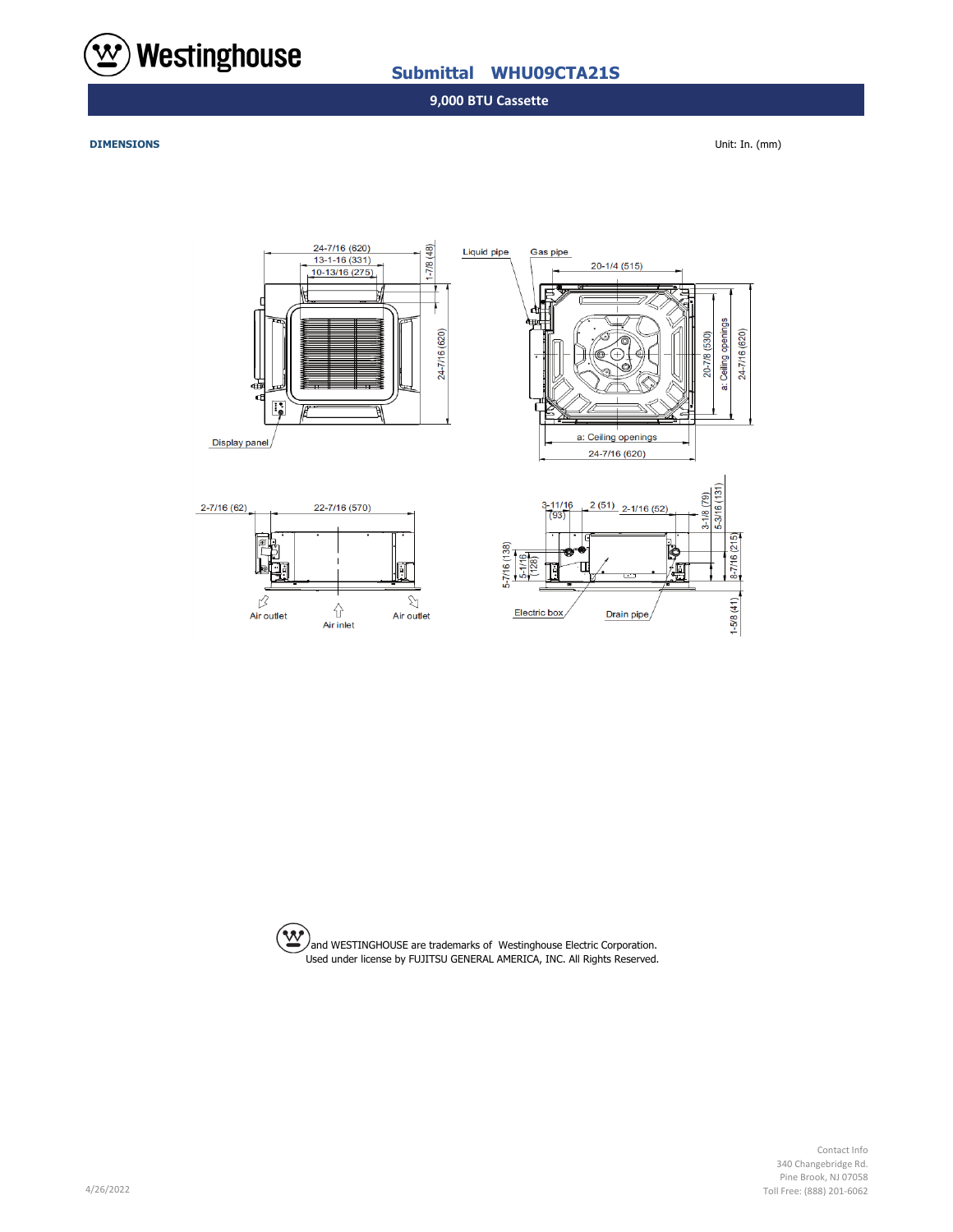# Submittal WHU09CTA21S

## 9,000 BTU Cassette

**DIMENSIONS**

Unit: In. (mm)

24-7/16 (620)
13-1-16 (331)
10-13/16 (275)
1-7/8 (48)
24-7/16 (620)
Display panel

Liquid pipe
Gas pipe
20-1/4 (515)
20-7/8 (530)
a: Ceiling openings
24-7/16 (620)
a: Ceiling openings
24-7/16 (620)

2-7/16 (62)
22-7/16 (570)
Air outlet
Air inlet
Air outlet

3-11/16 (93)
2 (51)
2-1/16 (52)
3-1/8 (79)
5-3/16 (131)
5-7/16 (138)
5-1/16 (128)
8-7/16 (215)
1-5/8 (41)
Electric box
Drain pipe

and WESTINGHOUSE are trademarks of Westinghouse Electric Corporation.
Used under license by FUJITSU GENERAL AMERICA, INC. All Rights Reserved.

4/26/2022

Contact Info
340 Changebridge Rd.
Pine Brook, NJ 07058
Toll Free: (888) 201-6062